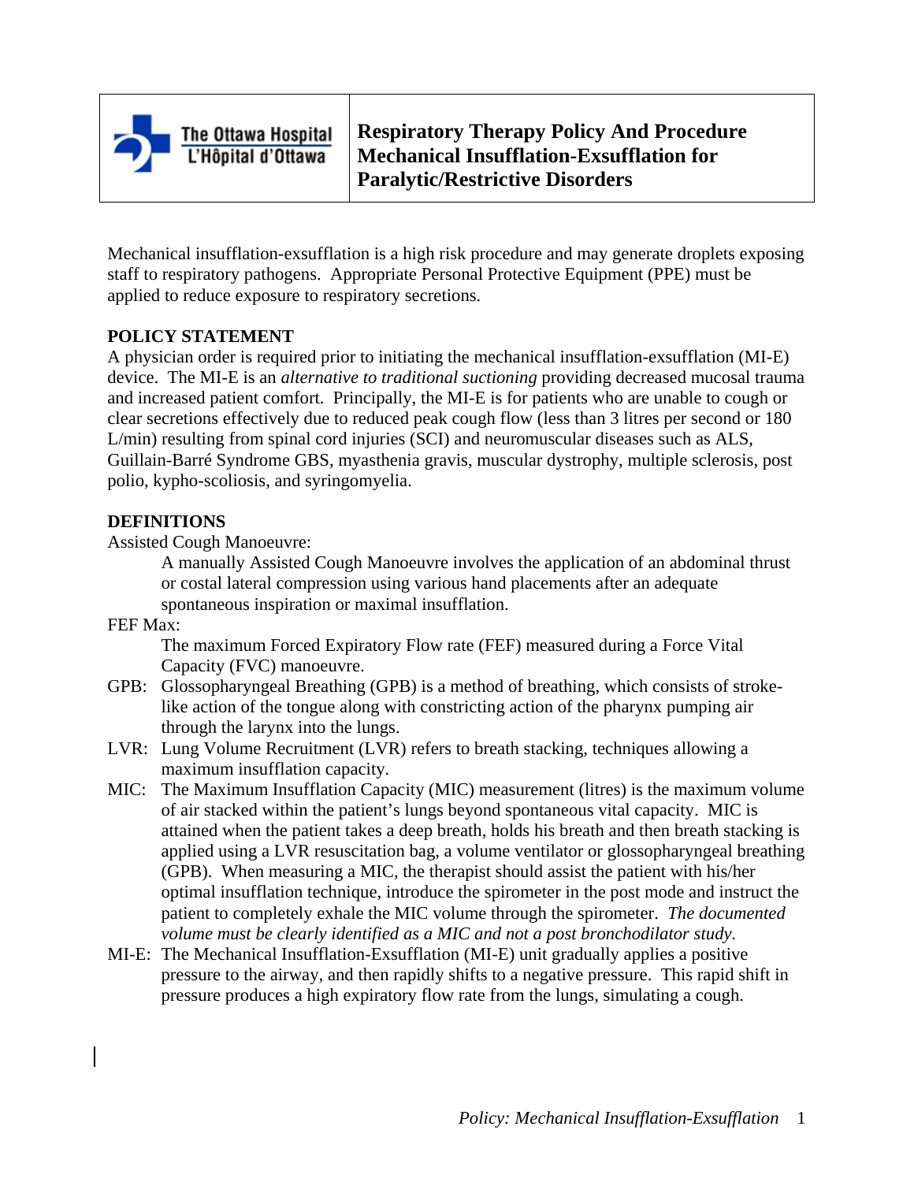# Respiratory Therapy Policy And Procedure Mechanical Insufflation-Exsufflation for Paralytic/Restrictive Disorders

The Ottawa Hospital
L'Hôpital d'Ottawa

Mechanical insufflation-exsufflation is a high risk procedure and may generate droplets exposing staff to respiratory pathogens. Appropriate Personal Protective Equipment (PPE) must be applied to reduce exposure to respiratory secretions.

## POLICY STATEMENT

A physician order is required prior to initiating the mechanical insufflation-exsufflation (MI-E) device. The MI-E is an *alternative to traditional suctioning* providing decreased mucosal trauma and increased patient comfort. Principally, the MI-E is for patients who are unable to cough or clear secretions effectively due to reduced peak cough flow (less than 3 litres per second or 180 L/min) resulting from spinal cord injuries (SCI) and neuromuscular diseases such as ALS, Guillain-Barré Syndrome GBS, myasthenia gravis, muscular dystrophy, multiple sclerosis, post polio, kypho-scoliosis, and syringomyelia.

## DEFINITIONS

Assisted Cough Manoeuvre:
: A manually Assisted Cough Manoeuvre involves the application of an abdominal thrust or costal lateral compression using various hand placements after an adequate spontaneous inspiration or maximal insufflation.

FEF Max:
: The maximum Forced Expiratory Flow rate (FEF) measured during a Force Vital Capacity (FVC) manoeuvre.

GPB: Glossopharyngeal Breathing (GPB) is a method of breathing, which consists of stroke-like action of the tongue along with constricting action of the pharynx pumping air through the larynx into the lungs.

LVR: Lung Volume Recruitment (LVR) refers to breath stacking, techniques allowing a maximum insufflation capacity.

MIC: The Maximum Insufflation Capacity (MIC) measurement (litres) is the maximum volume of air stacked within the patient's lungs beyond spontaneous vital capacity. MIC is attained when the patient takes a deep breath, holds his breath and then breath stacking is applied using a LVR resuscitation bag, a volume ventilator or glossopharyngeal breathing (GPB). When measuring a MIC, the therapist should assist the patient with his/her optimal insufflation technique, introduce the spirometer in the post mode and instruct the patient to completely exhale the MIC volume through the spirometer. *The documented volume must be clearly identified as a MIC and not a post bronchodilator study.*

MI-E: The Mechanical Insufflation-Exsufflation (MI-E) unit gradually applies a positive pressure to the airway, and then rapidly shifts to a negative pressure. This rapid shift in pressure produces a high expiratory flow rate from the lungs, simulating a cough.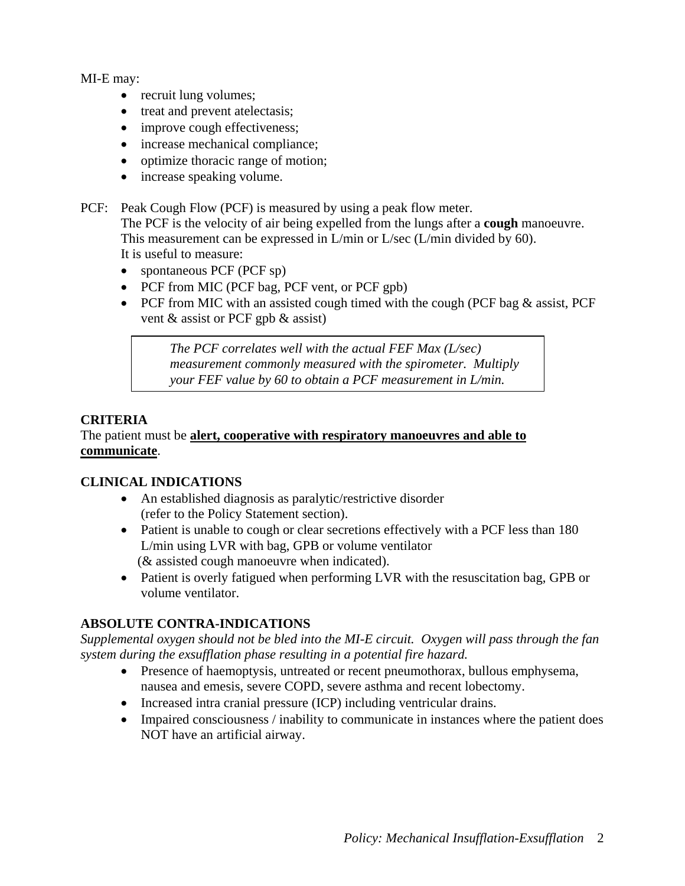MI-E may:

- recruit lung volumes;
- treat and prevent atelectasis;
- improve cough effectiveness;
- increase mechanical compliance;
- optimize thoracic range of motion;
- increase speaking volume.

PCF: Peak Cough Flow (PCF) is measured by using a peak flow meter.
The PCF is the velocity of air being expelled from the lungs after a **cough** manoeuvre.
This measurement can be expressed in L/min or L/sec (L/min divided by 60).
It is useful to measure:

- spontaneous PCF (PCF sp)
- PCF from MIC (PCF bag, PCF vent, or PCF gpb)
- PCF from MIC with an assisted cough timed with the cough (PCF bag & assist, PCF vent & assist or PCF gpb & assist)

> *The PCF correlates well with the actual FEF Max (L/sec) measurement commonly measured with the spirometer. Multiply your FEF value by 60 to obtain a PCF measurement in L/min.*

## CRITERIA

The patient must be **alert, cooperative with respiratory manoeuvres and able to communicate**.

## CLINICAL INDICATIONS

- An established diagnosis as paralytic/restrictive disorder (refer to the Policy Statement section).
- Patient is unable to cough or clear secretions effectively with a PCF less than 180 L/min using LVR with bag, GPB or volume ventilator (& assisted cough manoeuvre when indicated).
- Patient is overly fatigued when performing LVR with the resuscitation bag, GPB or volume ventilator.

## ABSOLUTE CONTRA-INDICATIONS

*Supplemental oxygen should not be bled into the MI-E circuit. Oxygen will pass through the fan system during the exsufflation phase resulting in a potential fire hazard.*

- Presence of haemoptysis, untreated or recent pneumothorax, bullous emphysema, nausea and emesis, severe COPD, severe asthma and recent lobectomy.
- Increased intra cranial pressure (ICP) including ventricular drains.
- Impaired consciousness / inability to communicate in instances where the patient does NOT have an artificial airway.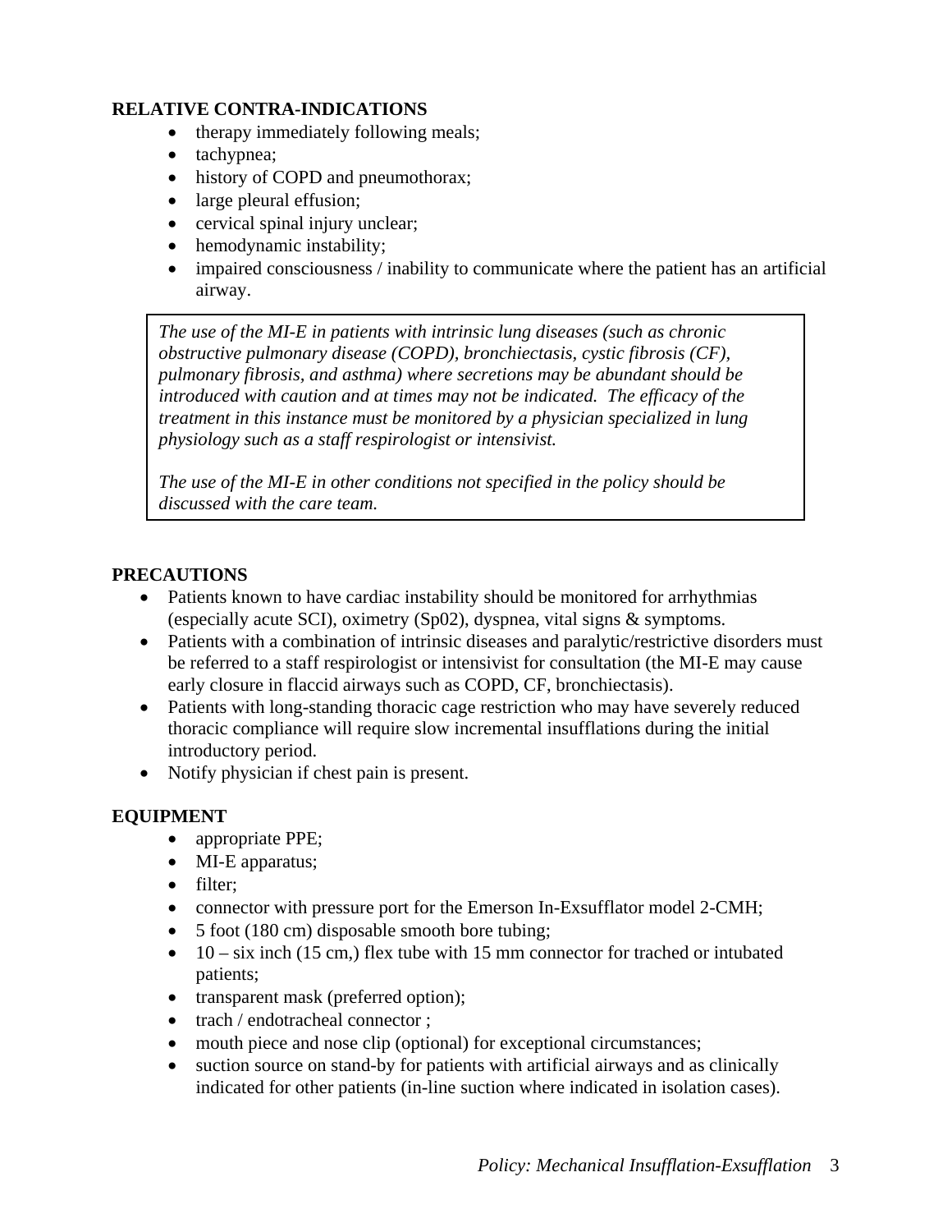## RELATIVE CONTRA-INDICATIONS

- therapy immediately following meals;
- tachypnea;
- history of COPD and pneumothorax;
- large pleural effusion;
- cervical spinal injury unclear;
- hemodynamic instability;
- impaired consciousness / inability to communicate where the patient has an artificial airway.

> *The use of the MI-E in patients with intrinsic lung diseases (such as chronic obstructive pulmonary disease (COPD), bronchiectasis, cystic fibrosis (CF), pulmonary fibrosis, and asthma) where secretions may be abundant should be introduced with caution and at times may not be indicated. The efficacy of the treatment in this instance must be monitored by a physician specialized in lung physiology such as a staff respirologist or intensivist.*
>
> *The use of the MI-E in other conditions not specified in the policy should be discussed with the care team.*

## PRECAUTIONS

- Patients known to have cardiac instability should be monitored for arrhythmias (especially acute SCI), oximetry (Sp02), dyspnea, vital signs & symptoms.
- Patients with a combination of intrinsic diseases and paralytic/restrictive disorders must be referred to a staff respirologist or intensivist for consultation (the MI-E may cause early closure in flaccid airways such as COPD, CF, bronchiectasis).
- Patients with long-standing thoracic cage restriction who may have severely reduced thoracic compliance will require slow incremental insufflations during the initial introductory period.
- Notify physician if chest pain is present.

## EQUIPMENT

- appropriate PPE;
- MI-E apparatus;
- filter;
- connector with pressure port for the Emerson In-Exsufflator model 2-CMH;
- 5 foot (180 cm) disposable smooth bore tubing;
- 10 – six inch (15 cm,) flex tube with 15 mm connector for trached or intubated patients;
- transparent mask (preferred option);
- trach / endotracheal connector ;
- mouth piece and nose clip (optional) for exceptional circumstances;
- suction source on stand-by for patients with artificial airways and as clinically indicated for other patients (in-line suction where indicated in isolation cases).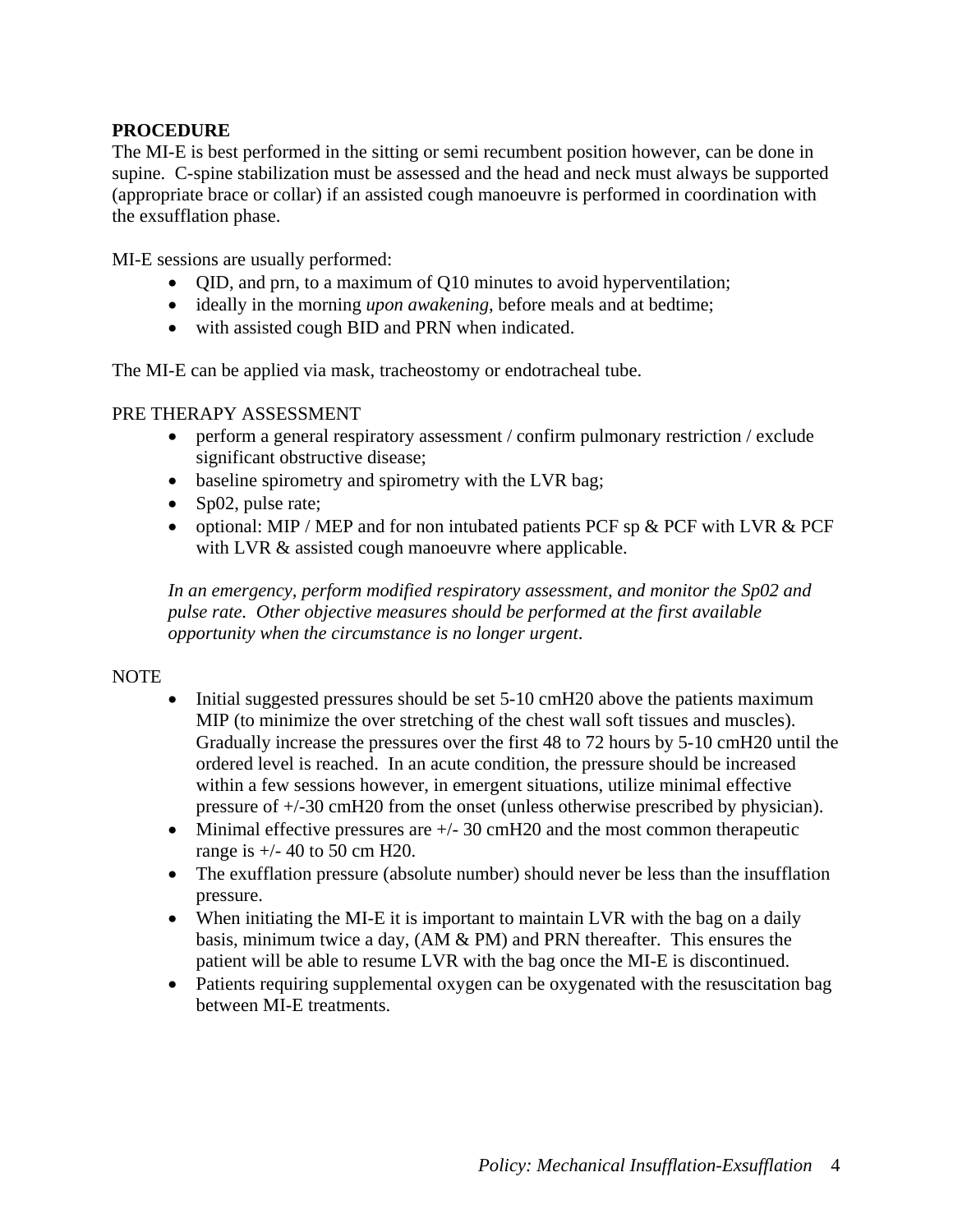**PROCEDURE**

The MI-E is best performed in the sitting or semi recumbent position however, can be done in supine. C-spine stabilization must be assessed and the head and neck must always be supported (appropriate brace or collar) if an assisted cough manoeuvre is performed in coordination with the exsufflation phase.

MI-E sessions are usually performed:

- QID, and prn, to a maximum of Q10 minutes to avoid hyperventilation;
- ideally in the morning *upon awakening*, before meals and at bedtime;
- with assisted cough BID and PRN when indicated.

The MI-E can be applied via mask, tracheostomy or endotracheal tube.

PRE THERAPY ASSESSMENT

- perform a general respiratory assessment / confirm pulmonary restriction / exclude significant obstructive disease;
- baseline spirometry and spirometry with the LVR bag;
- Sp02, pulse rate;
- optional: MIP / MEP and for non intubated patients PCF sp & PCF with LVR & PCF with LVR & assisted cough manoeuvre where applicable.

*In an emergency, perform modified respiratory assessment, and monitor the Sp02 and pulse rate. Other objective measures should be performed at the first available opportunity when the circumstance is no longer urgent.*

NOTE

- Initial suggested pressures should be set 5-10 cmH20 above the patients maximum MIP (to minimize the over stretching of the chest wall soft tissues and muscles). Gradually increase the pressures over the first 48 to 72 hours by 5-10 cmH20 until the ordered level is reached. In an acute condition, the pressure should be increased within a few sessions however, in emergent situations, utilize minimal effective pressure of +/-30 cmH20 from the onset (unless otherwise prescribed by physician).
- Minimal effective pressures are +/- 30 cmH20 and the most common therapeutic range is +/- 40 to 50 cm H20.
- The exufflation pressure (absolute number) should never be less than the insufflation pressure.
- When initiating the MI-E it is important to maintain LVR with the bag on a daily basis, minimum twice a day, (AM & PM) and PRN thereafter. This ensures the patient will be able to resume LVR with the bag once the MI-E is discontinued.
- Patients requiring supplemental oxygen can be oxygenated with the resuscitation bag between MI-E treatments.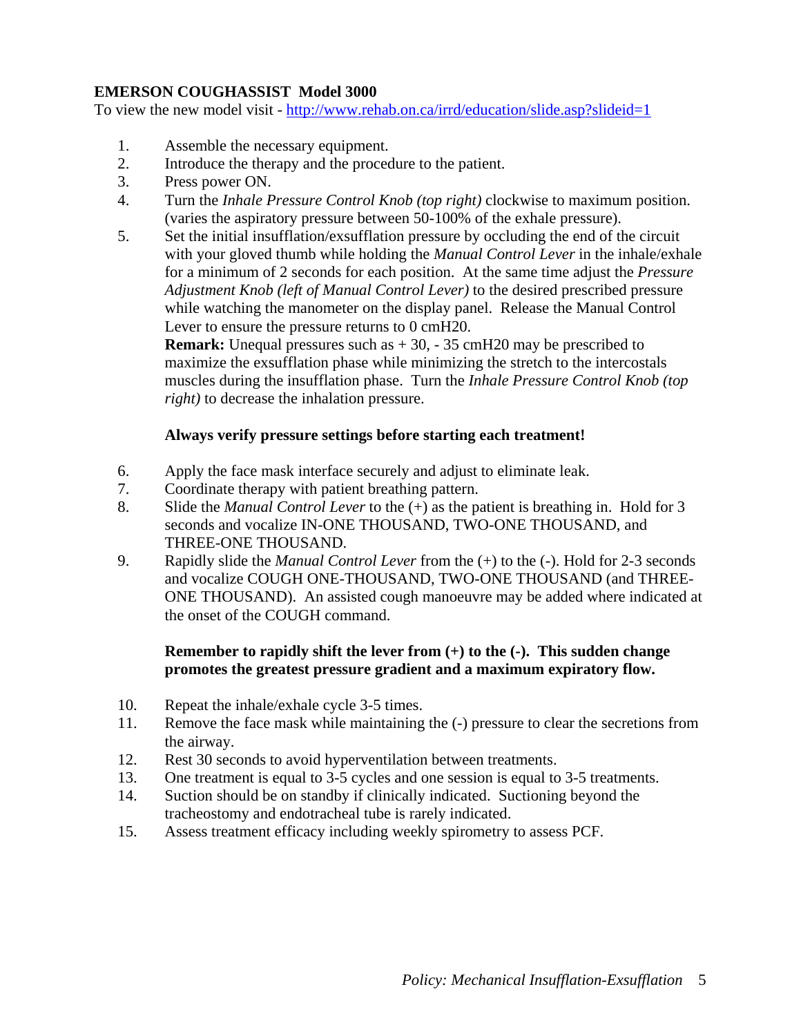**EMERSON COUGHASSIST Model 3000**

To view the new model visit - http://www.rehab.on.ca/irrd/education/slide.asp?slideid=1

1. Assemble the necessary equipment.
2. Introduce the therapy and the procedure to the patient.
3. Press power ON.
4. Turn the *Inhale Pressure Control Knob (top right)* clockwise to maximum position. (varies the aspiratory pressure between 50-100% of the exhale pressure).
5. Set the initial insufflation/exsufflation pressure by occluding the end of the circuit with your gloved thumb while holding the *Manual Control Lever* in the inhale/exhale for a minimum of 2 seconds for each position. At the same time adjust the *Pressure Adjustment Knob (left of Manual Control Lever)* to the desired prescribed pressure while watching the manometer on the display panel. Release the Manual Control Lever to ensure the pressure returns to 0 cmH20.

   **Remark:** Unequal pressures such as + 30, - 35 cmH20 may be prescribed to maximize the exsufflation phase while minimizing the stretch to the intercostals muscles during the insufflation phase. Turn the *Inhale Pressure Control Knob (top right)* to decrease the inhalation pressure.

   **Always verify pressure settings before starting each treatment!**

6. Apply the face mask interface securely and adjust to eliminate leak.
7. Coordinate therapy with patient breathing pattern.
8. Slide the *Manual Control Lever* to the (+) as the patient is breathing in. Hold for 3 seconds and vocalize IN-ONE THOUSAND, TWO-ONE THOUSAND, and THREE-ONE THOUSAND.
9. Rapidly slide the *Manual Control Lever* from the (+) to the (-). Hold for 2-3 seconds and vocalize COUGH ONE-THOUSAND, TWO-ONE THOUSAND (and THREE-ONE THOUSAND). An assisted cough manoeuvre may be added where indicated at the onset of the COUGH command.

   **Remember to rapidly shift the lever from (+) to the (-). This sudden change promotes the greatest pressure gradient and a maximum expiratory flow.**

10. Repeat the inhale/exhale cycle 3-5 times.
11. Remove the face mask while maintaining the (-) pressure to clear the secretions from the airway.
12. Rest 30 seconds to avoid hyperventilation between treatments.
13. One treatment is equal to 3-5 cycles and one session is equal to 3-5 treatments.
14. Suction should be on standby if clinically indicated. Suctioning beyond the tracheostomy and endotracheal tube is rarely indicated.
15. Assess treatment efficacy including weekly spirometry to assess PCF.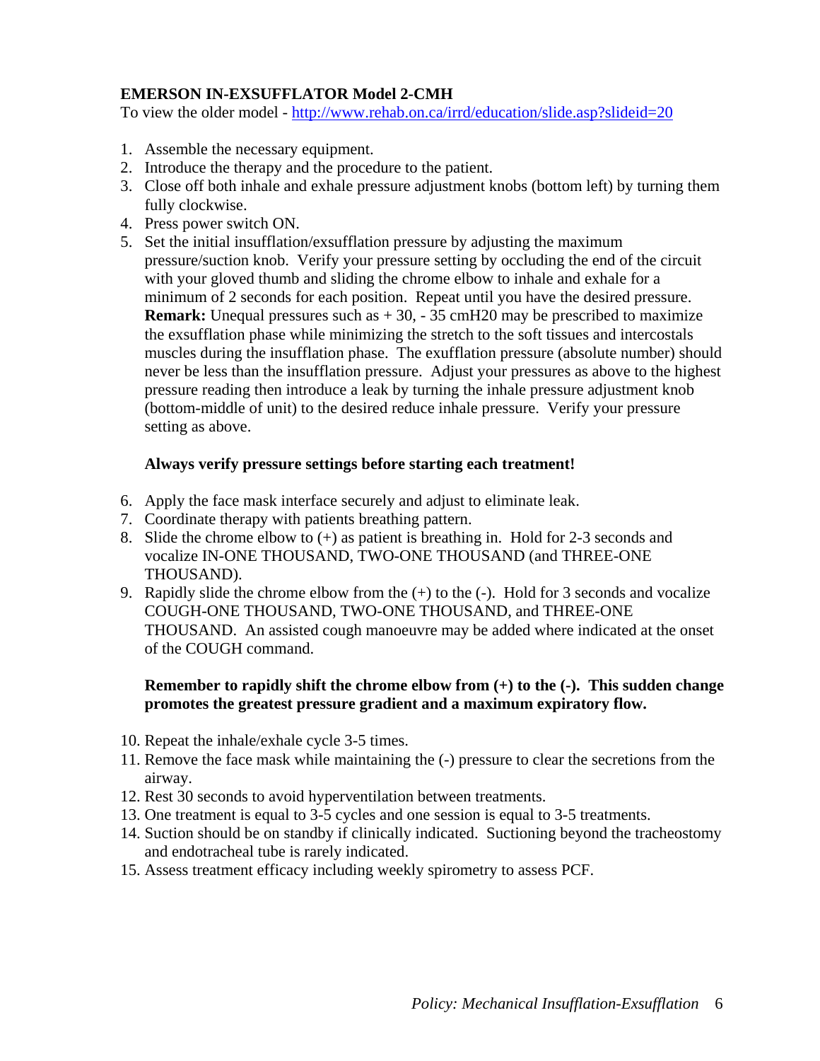**EMERSON IN-EXSUFFLATOR Model 2-CMH**

To view the older model - http://www.rehab.on.ca/irrd/education/slide.asp?slideid=20

1. Assemble the necessary equipment.
2. Introduce the therapy and the procedure to the patient.
3. Close off both inhale and exhale pressure adjustment knobs (bottom left) by turning them fully clockwise.
4. Press power switch ON.
5. Set the initial insufflation/exsufflation pressure by adjusting the maximum pressure/suction knob. Verify your pressure setting by occluding the end of the circuit with your gloved thumb and sliding the chrome elbow to inhale and exhale for a minimum of 2 seconds for each position. Repeat until you have the desired pressure. **Remark:** Unequal pressures such as + 30, - 35 cmH20 may be prescribed to maximize the exsufflation phase while minimizing the stretch to the soft tissues and intercostals muscles during the insufflation phase. The exufflation pressure (absolute number) should never be less than the insufflation pressure. Adjust your pressures as above to the highest pressure reading then introduce a leak by turning the inhale pressure adjustment knob (bottom-middle of unit) to the desired reduce inhale pressure. Verify your pressure setting as above.

   **Always verify pressure settings before starting each treatment!**

6. Apply the face mask interface securely and adjust to eliminate leak.
7. Coordinate therapy with patients breathing pattern.
8. Slide the chrome elbow to (+) as patient is breathing in. Hold for 2-3 seconds and vocalize IN-ONE THOUSAND, TWO-ONE THOUSAND (and THREE-ONE THOUSAND).
9. Rapidly slide the chrome elbow from the (+) to the (-). Hold for 3 seconds and vocalize COUGH-ONE THOUSAND, TWO-ONE THOUSAND, and THREE-ONE THOUSAND. An assisted cough manoeuvre may be added where indicated at the onset of the COUGH command.

   **Remember to rapidly shift the chrome elbow from (+) to the (-). This sudden change promotes the greatest pressure gradient and a maximum expiratory flow.**

10. Repeat the inhale/exhale cycle 3-5 times.
11. Remove the face mask while maintaining the (-) pressure to clear the secretions from the airway.
12. Rest 30 seconds to avoid hyperventilation between treatments.
13. One treatment is equal to 3-5 cycles and one session is equal to 3-5 treatments.
14. Suction should be on standby if clinically indicated. Suctioning beyond the tracheostomy and endotracheal tube is rarely indicated.
15. Assess treatment efficacy including weekly spirometry to assess PCF.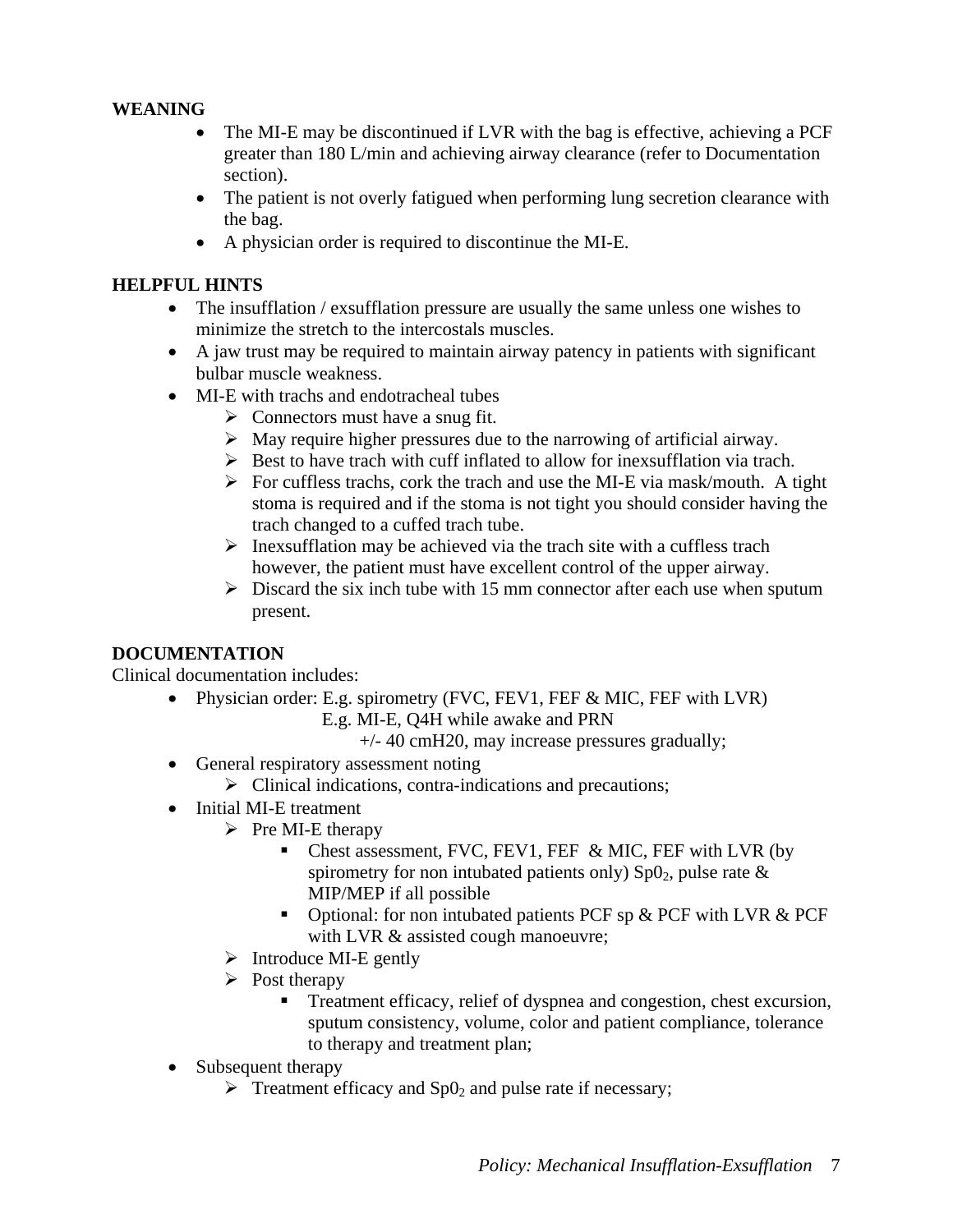**WEANING**

- The MI-E may be discontinued if LVR with the bag is effective, achieving a PCF greater than 180 L/min and achieving airway clearance (refer to Documentation section).
- The patient is not overly fatigued when performing lung secretion clearance with the bag.
- A physician order is required to discontinue the MI-E.

**HELPFUL HINTS**

- The insufflation / exsufflation pressure are usually the same unless one wishes to minimize the stretch to the intercostals muscles.
- A jaw trust may be required to maintain airway patency in patients with significant bulbar muscle weakness.
- MI-E with trachs and endotracheal tubes
  - Connectors must have a snug fit.
  - May require higher pressures due to the narrowing of artificial airway.
  - Best to have trach with cuff inflated to allow for inexsufflation via trach.
  - For cuffless trachs, cork the trach and use the MI-E via mask/mouth. A tight stoma is required and if the stoma is not tight you should consider having the trach changed to a cuffed trach tube.
  - Inexsufflation may be achieved via the trach site with a cuffless trach however, the patient must have excellent control of the upper airway.
  - Discard the six inch tube with 15 mm connector after each use when sputum present.

**DOCUMENTATION**

Clinical documentation includes:

- Physician order: E.g. spirometry (FVC, FEV1, FEF & MIC, FEF with LVR)
  E.g. MI-E, Q4H while awake and PRN
  +/- 40 cmH20, may increase pressures gradually;
- General respiratory assessment noting
  - Clinical indications, contra-indications and precautions;
- Initial MI-E treatment
  - Pre MI-E therapy
    - Chest assessment, FVC, FEV1, FEF & MIC, FEF with LVR (by spirometry for non intubated patients only) $SpO_2$, pulse rate & MIP/MEP if all possible
    - Optional: for non intubated patients PCF sp & PCF with LVR & PCF with LVR & assisted cough manoeuvre;
  - Introduce MI-E gently
  - Post therapy
    - Treatment efficacy, relief of dyspnea and congestion, chest excursion, sputum consistency, volume, color and patient compliance, tolerance to therapy and treatment plan;
- Subsequent therapy
  - Treatment efficacy and $SpO_2$ and pulse rate if necessary;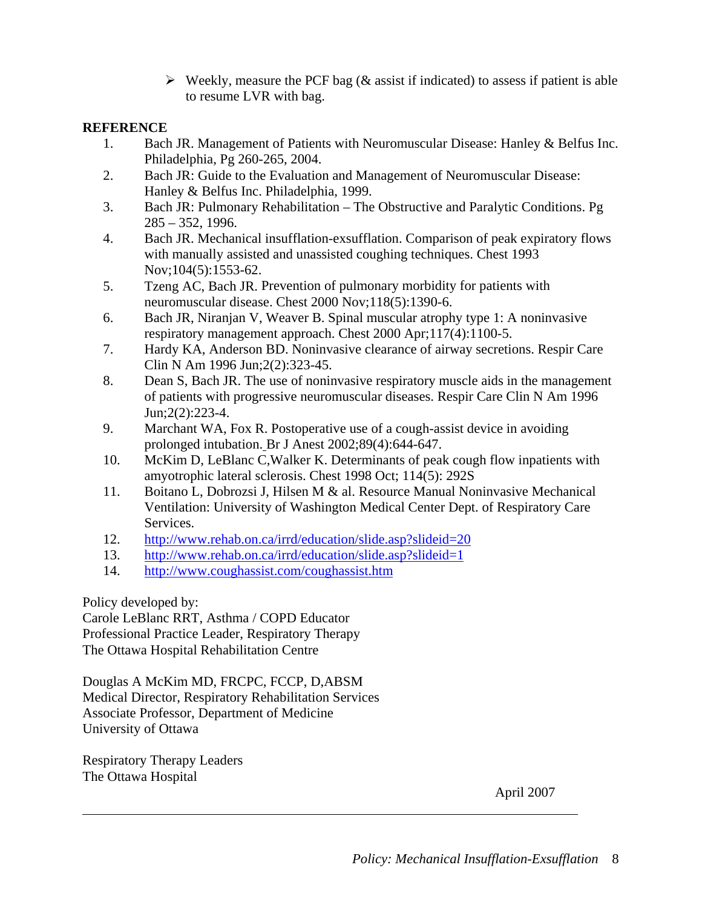- Weekly, measure the PCF bag (& assist if indicated) to assess if patient is able to resume LVR with bag.

**REFERENCE**

1. Bach JR. Management of Patients with Neuromuscular Disease: Hanley & Belfus Inc. Philadelphia, Pg 260-265, 2004.
2. Bach JR: Guide to the Evaluation and Management of Neuromuscular Disease: Hanley & Belfus Inc. Philadelphia, 1999.
3. Bach JR: Pulmonary Rehabilitation – The Obstructive and Paralytic Conditions. Pg 285 – 352, 1996.
4. Bach JR. Mechanical insufflation-exsufflation. Comparison of peak expiratory flows with manually assisted and unassisted coughing techniques. Chest 1993 Nov;104(5):1553-62.
5. Tzeng AC, Bach JR. Prevention of pulmonary morbidity for patients with neuromuscular disease. Chest 2000 Nov;118(5):1390-6.
6. Bach JR, Niranjan V, Weaver B. Spinal muscular atrophy type 1: A noninvasive respiratory management approach. Chest 2000 Apr;117(4):1100-5.
7. Hardy KA, Anderson BD. Noninvasive clearance of airway secretions. Respir Care Clin N Am 1996 Jun;2(2):323-45.
8. Dean S, Bach JR. The use of noninvasive respiratory muscle aids in the management of patients with progressive neuromuscular diseases. Respir Care Clin N Am 1996 Jun;2(2):223-4.
9. Marchant WA, Fox R. Postoperative use of a cough-assist device in avoiding prolonged intubation. Br J Anest 2002;89(4):644-647.
10. McKim D, LeBlanc C,Walker K. Determinants of peak cough flow inpatients with amyotrophic lateral sclerosis. Chest 1998 Oct; 114(5): 292S
11. Boitano L, Dobrozsi J, Hilsen M & al. Resource Manual Noninvasive Mechanical Ventilation: University of Washington Medical Center Dept. of Respiratory Care Services.
12. http://www.rehab.on.ca/irrd/education/slide.asp?slideid=20
13. http://www.rehab.on.ca/irrd/education/slide.asp?slideid=1
14. http://www.coughassist.com/coughassist.htm

Policy developed by:
Carole LeBlanc RRT, Asthma / COPD Educator
Professional Practice Leader, Respiratory Therapy
The Ottawa Hospital Rehabilitation Centre

Douglas A McKim MD, FRCPC, FCCP, D,ABSM
Medical Director, Respiratory Rehabilitation Services
Associate Professor, Department of Medicine
University of Ottawa

Respiratory Therapy Leaders
The Ottawa Hospital

April 2007